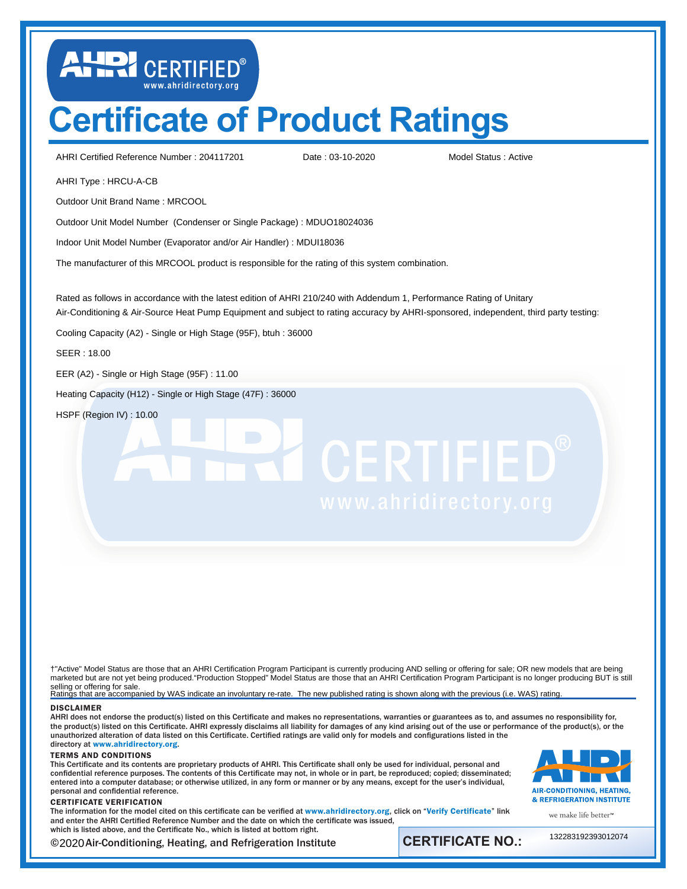# Certificate of Product Ratings

AHRI Certified Reference Number : 204117201 Date : 03-10-2020 Model Status : Active

AHRI Type : HRCU-A-CB

Outdoor Unit Brand Name : MRCOOL

Outdoor Unit Model Number (Condenser or Single Package) : MDUO18024036

Indoor Unit Model Number (Evaporator and/or Air Handler) : MDUI18036

The manufacturer of this MRCOOL product is responsible for the rating of this system combination.

Rated as follows in accordance with the latest edition of AHRI 210/240 with Addendum 1, Performance Rating of Unitary Air-Conditioning & Air-Source Heat Pump Equipment and subject to rating accuracy by AHRI-sponsored, independent, third party testing:

Cooling Capacity (A2) - Single or High Stage (95F), btuh : 36000

SEER : 18.00

EER (A2) - Single or High Stage (95F) : 11.00

Heating Capacity (H12) - Single or High Stage (47F) : 36000

HSPF (Region IV) : 10.00

†"Active" Model Status are those that an AHRI Certification Program Participant is currently producing AND selling or offering for sale; OR new models that are being marketed but are not yet being produced."Production Stopped" Model Status are those that an AHRI Certification Program Participant is no longer producing BUT is still selling or offering for sale.
Ratings that are accompanied by WAS indicate an involuntary re-rate. The new published rating is shown along with the previous (i.e. WAS) rating.

**DISCLAIMER**

AHRI does not endorse the product(s) listed on this Certificate and makes no representations, warranties or guarantees as to, and assumes no responsibility for, the product(s) listed on this Certificate. AHRI expressly disclaims all liability for damages of any kind arising out of the use or performance of the product(s), or the unauthorized alteration of data listed on this Certificate. Certified ratings are valid only for models and configurations listed in the directory at www.ahridirectory.org.

**TERMS AND CONDITIONS**

This Certificate and its contents are proprietary products of AHRI. This Certificate shall only be used for individual, personal and confidential reference purposes. The contents of this Certificate may not, in whole or in part, be reproduced; copied; disseminated; entered into a computer database; or otherwise utilized, in any form or manner or by any means, except for the user's individual, personal and confidential reference.

**CERTIFICATE VERIFICATION**

The information for the model cited on this certificate can be verified at www.ahridirectory.org, click on "Verify Certificate" link and enter the AHRI Certified Reference Number and the date on which the certificate was issued, which is listed above, and the Certificate No., which is listed at bottom right.

©2020 Air-Conditioning, Heating, and Refrigeration Institute

AIR-CONDITIONING, HEATING, & REFRIGERATION INSTITUTE

we make life better™

**CERTIFICATE NO.:** 132283192393012074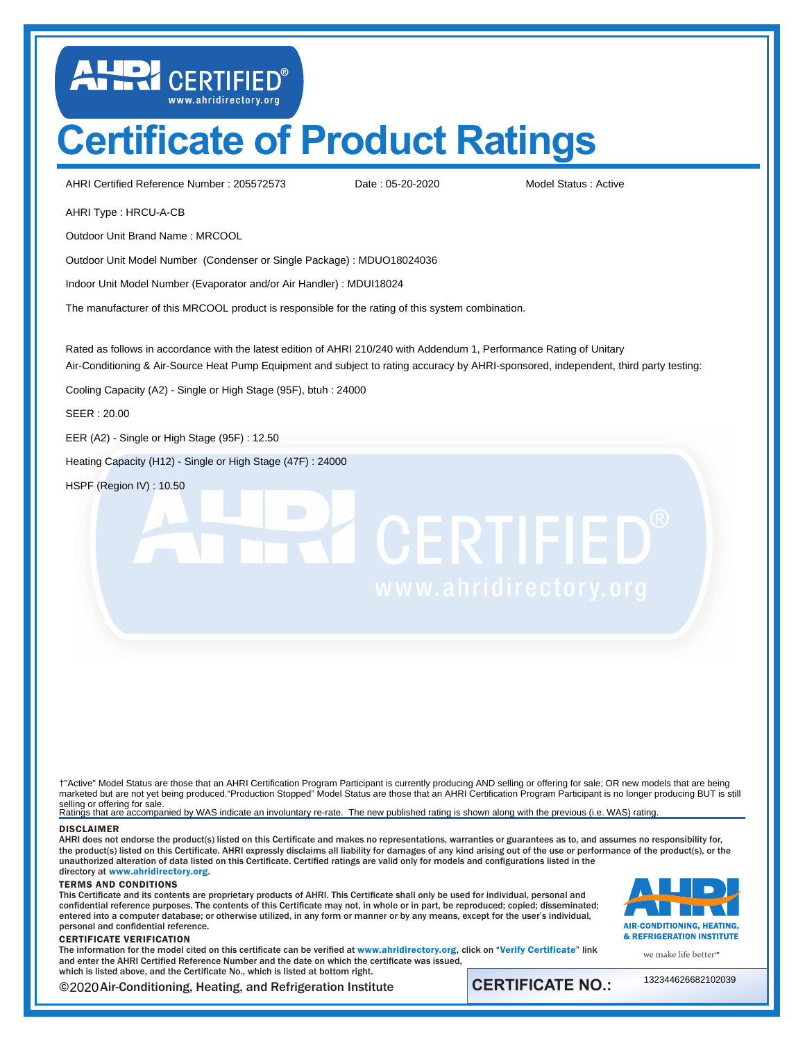# Certificate of Product Ratings

AHRI Certified Reference Number : 205572573 Date : 05-20-2020 Model Status : Active

AHRI Type : HRCU-A-CB

Outdoor Unit Brand Name : MRCOOL

Outdoor Unit Model Number (Condenser or Single Package) : MDUO18024036

Indoor Unit Model Number (Evaporator and/or Air Handler) : MDUI18024

The manufacturer of this MRCOOL product is responsible for the rating of this system combination.

Rated as follows in accordance with the latest edition of AHRI 210/240 with Addendum 1, Performance Rating of Unitary Air-Conditioning & Air-Source Heat Pump Equipment and subject to rating accuracy by AHRI-sponsored, independent, third party testing:

Cooling Capacity (A2) - Single or High Stage (95F), btuh : 24000

SEER : 20.00

EER (A2) - Single or High Stage (95F) : 12.50

Heating Capacity (H12) - Single or High Stage (47F) : 24000

HSPF (Region IV) : 10.50

†"Active" Model Status are those that an AHRI Certification Program Participant is currently producing AND selling or offering for sale; OR new models that are being marketed but are not yet being produced."Production Stopped" Model Status are those that an AHRI Certification Program Participant is no longer producing BUT is still selling or offering for sale.
Ratings that are accompanied by WAS indicate an involuntary re-rate. The new published rating is shown along with the previous (i.e. WAS) rating.

### DISCLAIMER

AHRI does not endorse the product(s) listed on this Certificate and makes no representations, warranties or guarantees as to, and assumes no responsibility for, the product(s) listed on this Certificate. AHRI expressly disclaims all liability for damages of any kind arising out of the use or performance of the product(s), or the unauthorized alteration of data listed on this Certificate. Certified ratings are valid only for models and configurations listed in the directory at www.ahridirectory.org.

### TERMS AND CONDITIONS

This Certificate and its contents are proprietary products of AHRI. This Certificate shall only be used for individual, personal and confidential reference purposes. The contents of this Certificate may not, in whole or in part, be reproduced; copied; disseminated; entered into a computer database; or otherwise utilized, in any form or manner or by any means, except for the user's individual, personal and confidential reference.

### CERTIFICATE VERIFICATION

The information for the model cited on this certificate can be verified at www.ahridirectory.org, click on "Verify Certificate" link and enter the AHRI Certified Reference Number and the date on which the certificate was issued, which is listed above, and the Certificate No., which is listed at bottom right.

AIR-CONDITIONING, HEATING, & REFRIGERATION INSTITUTE

we make life better™

©2020 Air-Conditioning, Heating, and Refrigeration Institute

**CERTIFICATE NO.:** 132344626682102039